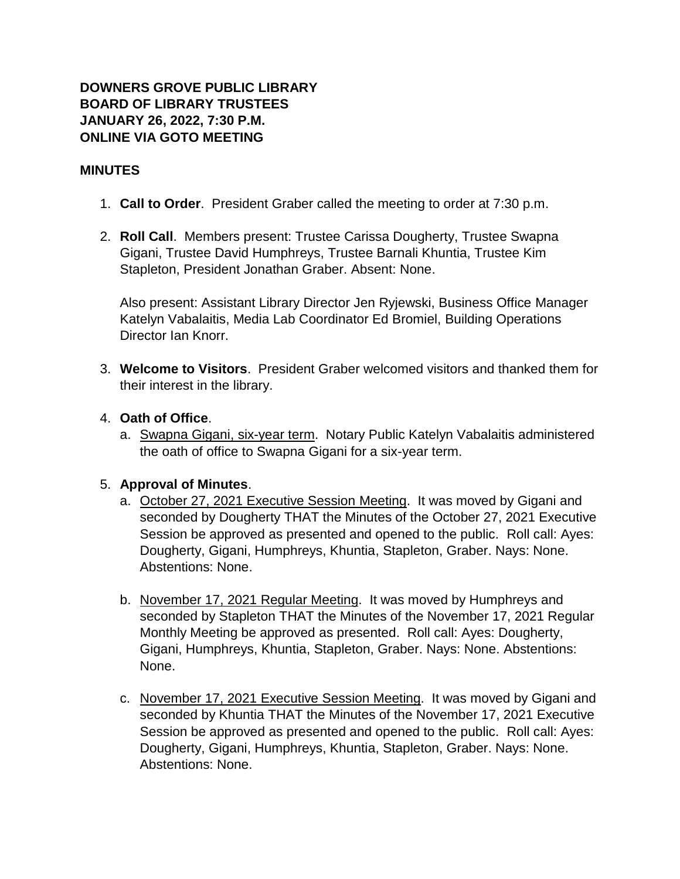**DOWNERS GROVE PUBLIC LIBRARY**
**BOARD OF LIBRARY TRUSTEES**
**JANUARY 26, 2022, 7:30 P.M.**
**ONLINE VIA GOTO MEETING**

**MINUTES**

1. **Call to Order**. President Graber called the meeting to order at 7:30 p.m.

2. **Roll Call**. Members present: Trustee Carissa Dougherty, Trustee Swapna Gigani, Trustee David Humphreys, Trustee Barnali Khuntia, Trustee Kim Stapleton, President Jonathan Graber. Absent: None.

   Also present: Assistant Library Director Jen Ryjewski, Business Office Manager Katelyn Vabalaitis, Media Lab Coordinator Ed Bromiel, Building Operations Director Ian Knorr.

3. **Welcome to Visitors**. President Graber welcomed visitors and thanked them for their interest in the library.

4. **Oath of Office**.
   a. Swapna Gigani, six-year term. Notary Public Katelyn Vabalaitis administered the oath of office to Swapna Gigani for a six-year term.

5. **Approval of Minutes**.
   a. October 27, 2021 Executive Session Meeting. It was moved by Gigani and seconded by Dougherty THAT the Minutes of the October 27, 2021 Executive Session be approved as presented and opened to the public. Roll call: Ayes: Dougherty, Gigani, Humphreys, Khuntia, Stapleton, Graber. Nays: None. Abstentions: None.

   b. November 17, 2021 Regular Meeting. It was moved by Humphreys and seconded by Stapleton THAT the Minutes of the November 17, 2021 Regular Monthly Meeting be approved as presented. Roll call: Ayes: Dougherty, Gigani, Humphreys, Khuntia, Stapleton, Graber. Nays: None. Abstentions: None.

   c. November 17, 2021 Executive Session Meeting. It was moved by Gigani and seconded by Khuntia THAT the Minutes of the November 17, 2021 Executive Session be approved as presented and opened to the public. Roll call: Ayes: Dougherty, Gigani, Humphreys, Khuntia, Stapleton, Graber. Nays: None. Abstentions: None.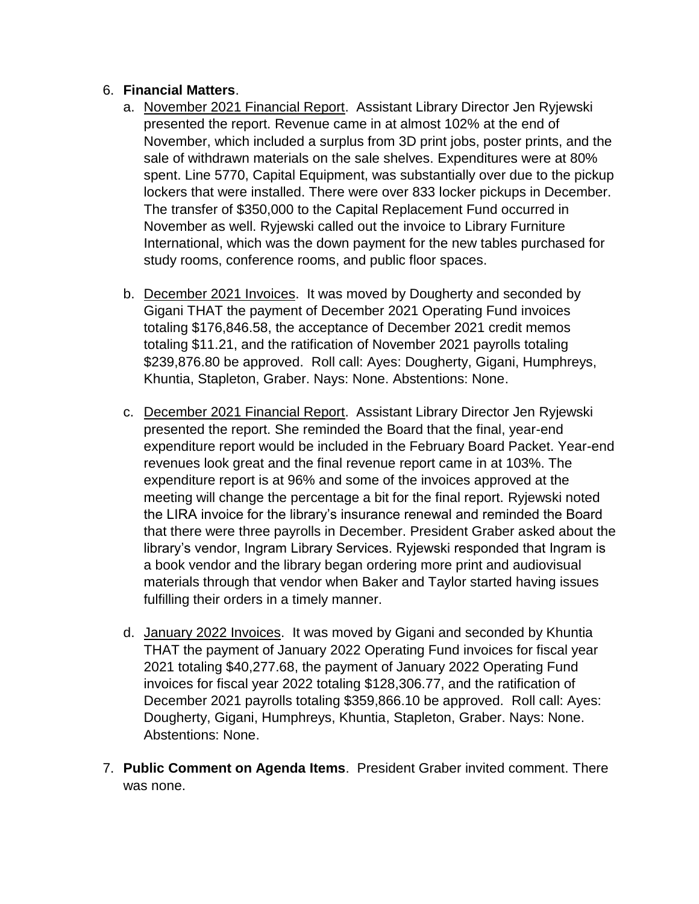6. **Financial Matters**.
   a. <u>November 2021 Financial Report</u>. Assistant Library Director Jen Ryjewski presented the report. Revenue came in at almost 102% at the end of November, which included a surplus from 3D print jobs, poster prints, and the sale of withdrawn materials on the sale shelves. Expenditures were at 80% spent. Line 5770, Capital Equipment, was substantially over due to the pickup lockers that were installed. There were over 833 locker pickups in December. The transfer of $350,000 to the Capital Replacement Fund occurred in November as well. Ryjewski called out the invoice to Library Furniture International, which was the down payment for the new tables purchased for study rooms, conference rooms, and public floor spaces.

   b. <u>December 2021 Invoices</u>. It was moved by Dougherty and seconded by Gigani THAT the payment of December 2021 Operating Fund invoices totaling $176,846.58, the acceptance of December 2021 credit memos totaling $11.21, and the ratification of November 2021 payrolls totaling $239,876.80 be approved. Roll call: Ayes: Dougherty, Gigani, Humphreys, Khuntia, Stapleton, Graber. Nays: None. Abstentions: None.

   c. <u>December 2021 Financial Report</u>. Assistant Library Director Jen Ryjewski presented the report. She reminded the Board that the final, year-end expenditure report would be included in the February Board Packet. Year-end revenues look great and the final revenue report came in at 103%. The expenditure report is at 96% and some of the invoices approved at the meeting will change the percentage a bit for the final report. Ryjewski noted the LIRA invoice for the library's insurance renewal and reminded the Board that there were three payrolls in December. President Graber asked about the library's vendor, Ingram Library Services. Ryjewski responded that Ingram is a book vendor and the library began ordering more print and audiovisual materials through that vendor when Baker and Taylor started having issues fulfilling their orders in a timely manner.

   d. <u>January 2022 Invoices</u>. It was moved by Gigani and seconded by Khuntia THAT the payment of January 2022 Operating Fund invoices for fiscal year 2021 totaling $40,277.68, the payment of January 2022 Operating Fund invoices for fiscal year 2022 totaling $128,306.77, and the ratification of December 2021 payrolls totaling $359,866.10 be approved. Roll call: Ayes: Dougherty, Gigani, Humphreys, Khuntia, Stapleton, Graber. Nays: None. Abstentions: None.

7. **Public Comment on Agenda Items**. President Graber invited comment. There was none.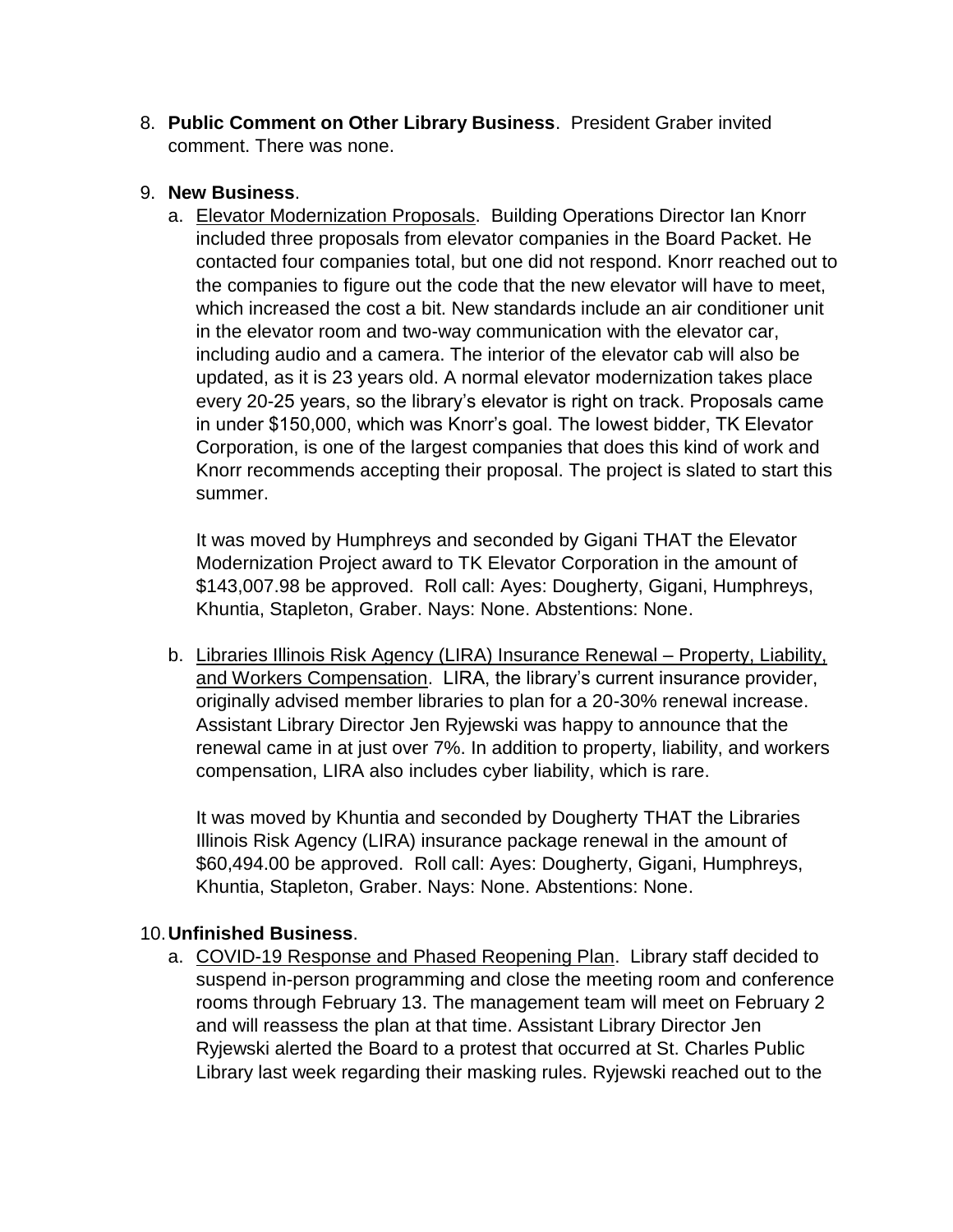8. **Public Comment on Other Library Business**. President Graber invited comment. There was none.

9. **New Business**.

   a. Elevator Modernization Proposals. Building Operations Director Ian Knorr included three proposals from elevator companies in the Board Packet. He contacted four companies total, but one did not respond. Knorr reached out to the companies to figure out the code that the new elevator will have to meet, which increased the cost a bit. New standards include an air conditioner unit in the elevator room and two-way communication with the elevator car, including audio and a camera. The interior of the elevator cab will also be updated, as it is 23 years old. A normal elevator modernization takes place every 20-25 years, so the library's elevator is right on track. Proposals came in under $150,000, which was Knorr's goal. The lowest bidder, TK Elevator Corporation, is one of the largest companies that does this kind of work and Knorr recommends accepting their proposal. The project is slated to start this summer.

      It was moved by Humphreys and seconded by Gigani THAT the Elevator Modernization Project award to TK Elevator Corporation in the amount of $143,007.98 be approved. Roll call: Ayes: Dougherty, Gigani, Humphreys, Khuntia, Stapleton, Graber. Nays: None. Abstentions: None.

   b. Libraries Illinois Risk Agency (LIRA) Insurance Renewal – Property, Liability, and Workers Compensation. LIRA, the library's current insurance provider, originally advised member libraries to plan for a 20-30% renewal increase. Assistant Library Director Jen Ryjewski was happy to announce that the renewal came in at just over 7%. In addition to property, liability, and workers compensation, LIRA also includes cyber liability, which is rare.

      It was moved by Khuntia and seconded by Dougherty THAT the Libraries Illinois Risk Agency (LIRA) insurance package renewal in the amount of $60,494.00 be approved. Roll call: Ayes: Dougherty, Gigani, Humphreys, Khuntia, Stapleton, Graber. Nays: None. Abstentions: None.

10. **Unfinished Business**.

    a. COVID-19 Response and Phased Reopening Plan. Library staff decided to suspend in-person programming and close the meeting room and conference rooms through February 13. The management team will meet on February 2 and will reassess the plan at that time. Assistant Library Director Jen Ryjewski alerted the Board to a protest that occurred at St. Charles Public Library last week regarding their masking rules. Ryjewski reached out to the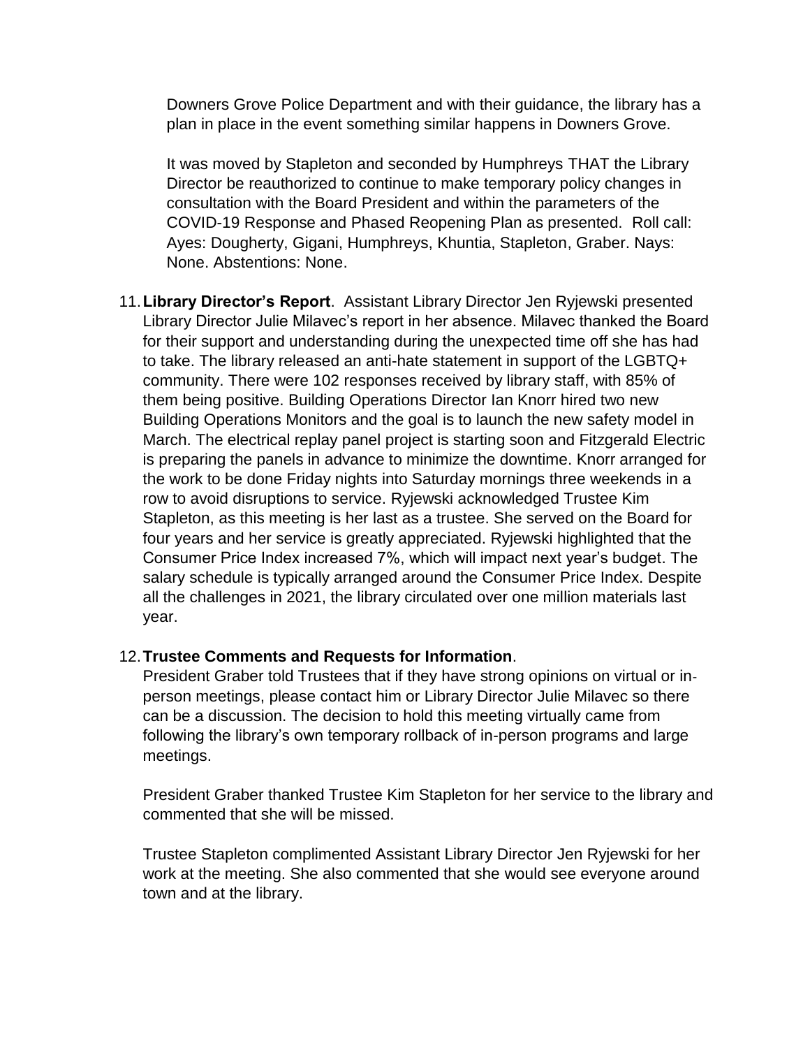Downers Grove Police Department and with their guidance, the library has a plan in place in the event something similar happens in Downers Grove.

It was moved by Stapleton and seconded by Humphreys THAT the Library Director be reauthorized to continue to make temporary policy changes in consultation with the Board President and within the parameters of the COVID-19 Response and Phased Reopening Plan as presented. Roll call: Ayes: Dougherty, Gigani, Humphreys, Khuntia, Stapleton, Graber. Nays: None. Abstentions: None.

11. **Library Director's Report**. Assistant Library Director Jen Ryjewski presented Library Director Julie Milavec's report in her absence. Milavec thanked the Board for their support and understanding during the unexpected time off she has had to take. The library released an anti-hate statement in support of the LGBTQ+ community. There were 102 responses received by library staff, with 85% of them being positive. Building Operations Director Ian Knorr hired two new Building Operations Monitors and the goal is to launch the new safety model in March. The electrical replay panel project is starting soon and Fitzgerald Electric is preparing the panels in advance to minimize the downtime. Knorr arranged for the work to be done Friday nights into Saturday mornings three weekends in a row to avoid disruptions to service. Ryjewski acknowledged Trustee Kim Stapleton, as this meeting is her last as a trustee. She served on the Board for four years and her service is greatly appreciated. Ryjewski highlighted that the Consumer Price Index increased 7%, which will impact next year's budget. The salary schedule is typically arranged around the Consumer Price Index. Despite all the challenges in 2021, the library circulated over one million materials last year.

12. **Trustee Comments and Requests for Information**.
President Graber told Trustees that if they have strong opinions on virtual or in-person meetings, please contact him or Library Director Julie Milavec so there can be a discussion. The decision to hold this meeting virtually came from following the library's own temporary rollback of in-person programs and large meetings.

President Graber thanked Trustee Kim Stapleton for her service to the library and commented that she will be missed.

Trustee Stapleton complimented Assistant Library Director Jen Ryjewski for her work at the meeting. She also commented that she would see everyone around town and at the library.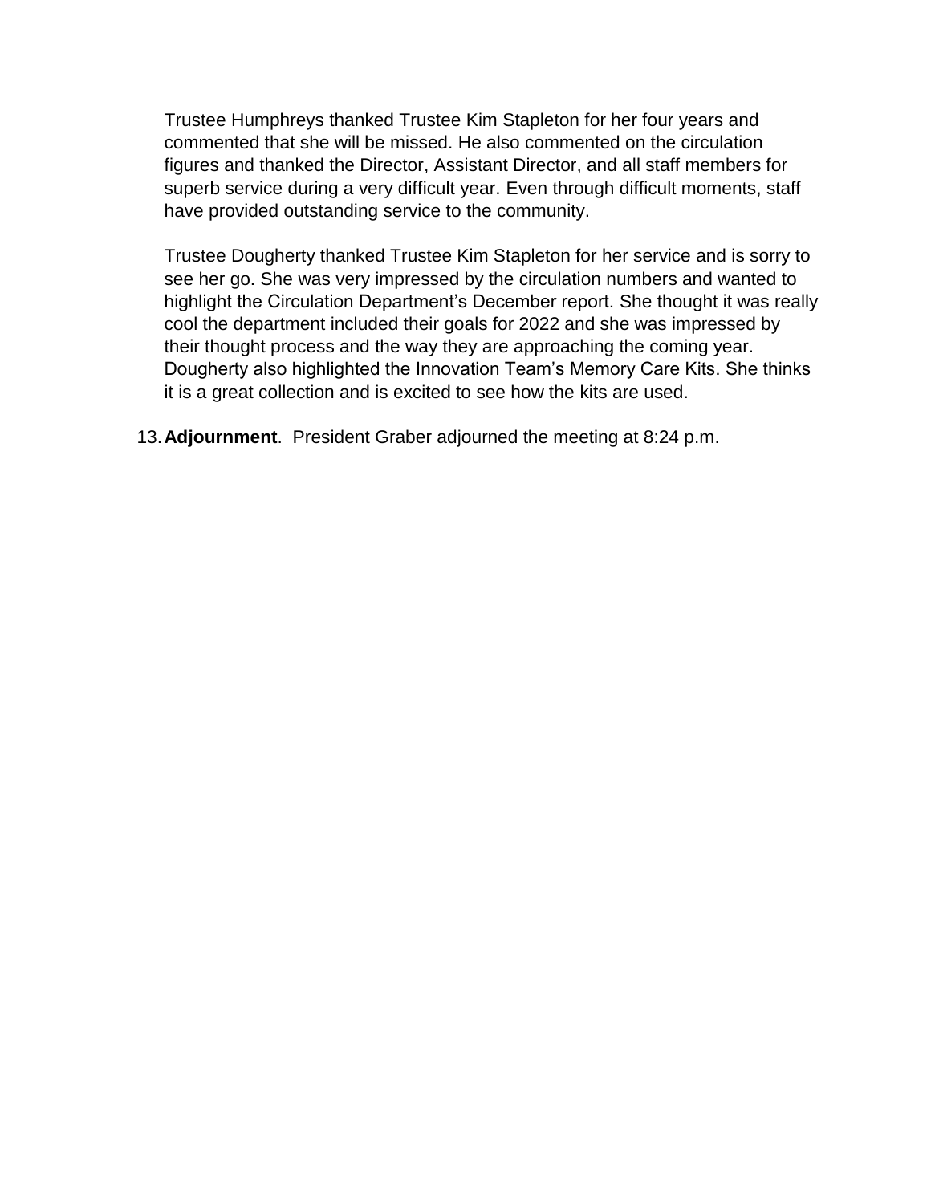Trustee Humphreys thanked Trustee Kim Stapleton for her four years and commented that she will be missed. He also commented on the circulation figures and thanked the Director, Assistant Director, and all staff members for superb service during a very difficult year. Even through difficult moments, staff have provided outstanding service to the community.

Trustee Dougherty thanked Trustee Kim Stapleton for her service and is sorry to see her go. She was very impressed by the circulation numbers and wanted to highlight the Circulation Department's December report. She thought it was really cool the department included their goals for 2022 and she was impressed by their thought process and the way they are approaching the coming year. Dougherty also highlighted the Innovation Team's Memory Care Kits. She thinks it is a great collection and is excited to see how the kits are used.

13. **Adjournment**. President Graber adjourned the meeting at 8:24 p.m.